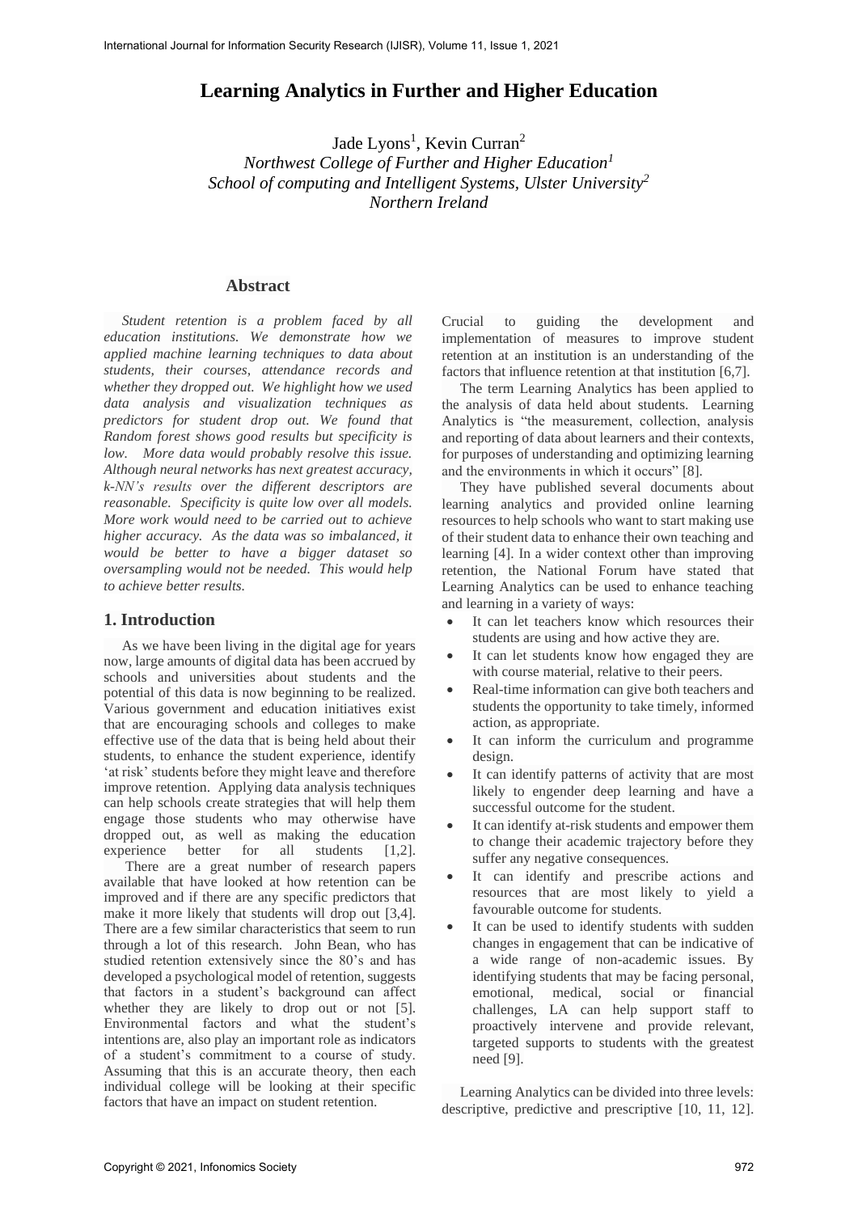# Learning Analytics in Further and Higher Education

Jade Lyons[1], Kevin Curran[2]

*Northwest College of Further and Higher Education[1]*
*School of computing and Intelligent Systems, Ulster University[2]*
*Northern Ireland*

## Abstract

*Student retention is a problem faced by all education institutions. We demonstrate how we applied machine learning techniques to data about students, their courses, attendance records and whether they dropped out. We highlight how we used data analysis and visualization techniques as predictors for student drop out. We found that Random forest shows good results but specificity is low. More data would probably resolve this issue. Although neural networks has next greatest accuracy, k-NN's results over the different descriptors are reasonable. Specificity is quite low over all models. More work would need to be carried out to achieve higher accuracy. As the data was so imbalanced, it would be better to have a bigger dataset so oversampling would not be needed. This would help to achieve better results.*

## 1. Introduction

As we have been living in the digital age for years now, large amounts of digital data has been accrued by schools and universities about students and the potential of this data is now beginning to be realized. Various government and education initiatives exist that are encouraging schools and colleges to make effective use of the data that is being held about their students, to enhance the student experience, identify 'at risk' students before they might leave and therefore improve retention. Applying data analysis techniques can help schools create strategies that will help them engage those students who may otherwise have dropped out, as well as making the education experience better for all students [1,2].

There are a great number of research papers available that have looked at how retention can be improved and if there are any specific predictors that make it more likely that students will drop out [3,4]. There are a few similar characteristics that seem to run through a lot of this research. John Bean, who has studied retention extensively since the 80's and has developed a psychological model of retention, suggests that factors in a student's background can affect whether they are likely to drop out or not [5]. Environmental factors and what the student's intentions are, also play an important role as indicators of a student's commitment to a course of study. Assuming that this is an accurate theory, then each individual college will be looking at their specific factors that have an impact on student retention. Crucial to guiding the development and implementation of measures to improve student retention at an institution is an understanding of the factors that influence retention at that institution [6,7].

The term Learning Analytics has been applied to the analysis of data held about students. Learning Analytics is "the measurement, collection, analysis and reporting of data about learners and their contexts, for purposes of understanding and optimizing learning and the environments in which it occurs" [8].

They have published several documents about learning analytics and provided online learning resources to help schools who want to start making use of their student data to enhance their own teaching and learning [4]. In a wider context other than improving retention, the National Forum have stated that Learning Analytics can be used to enhance teaching and learning in a variety of ways:

- It can let teachers know which resources their students are using and how active they are.
- It can let students know how engaged they are with course material, relative to their peers.
- Real-time information can give both teachers and students the opportunity to take timely, informed action, as appropriate.
- It can inform the curriculum and programme design.
- It can identify patterns of activity that are most likely to engender deep learning and have a successful outcome for the student.
- It can identify at-risk students and empower them to change their academic trajectory before they suffer any negative consequences.
- It can identify and prescribe actions and resources that are most likely to yield a favourable outcome for students.
- It can be used to identify students with sudden changes in engagement that can be indicative of a wide range of non-academic issues. By identifying students that may be facing personal, emotional, medical, social or financial challenges, LA can help support staff to proactively intervene and provide relevant, targeted supports to students with the greatest need [9].

Learning Analytics can be divided into three levels: descriptive, predictive and prescriptive [10, 11, 12].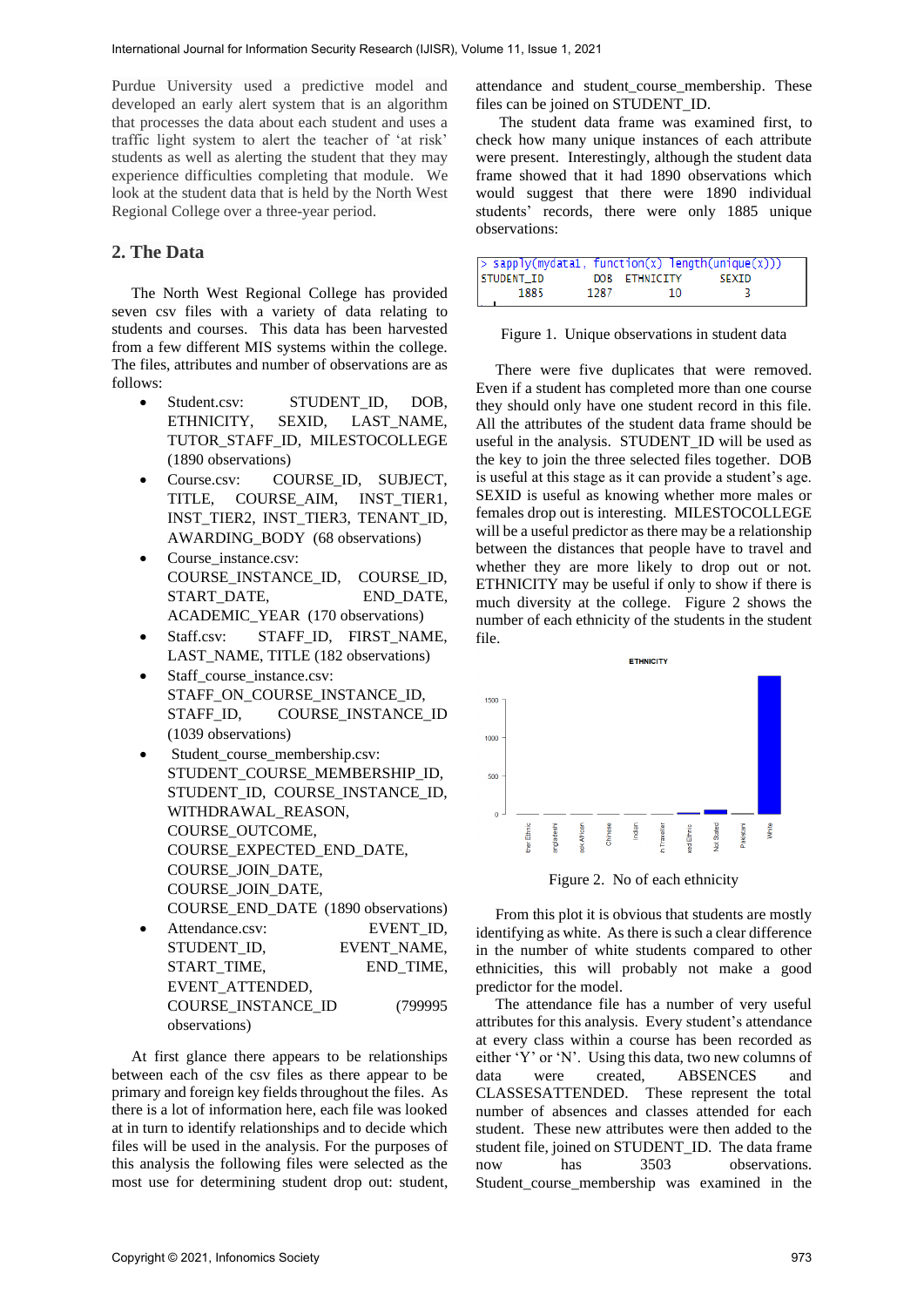Purdue University used a predictive model and developed an early alert system that is an algorithm that processes the data about each student and uses a traffic light system to alert the teacher of 'at risk' students as well as alerting the student that they may experience difficulties completing that module. We look at the student data that is held by the North West Regional College over a three-year period.

## 2. The Data

The North West Regional College has provided seven csv files with a variety of data relating to students and courses. This data has been harvested from a few different MIS systems within the college. The files, attributes and number of observations are as follows:

- Student.csv: STUDENT_ID, DOB, ETHNICITY, SEXID, LAST_NAME, TUTOR_STAFF_ID, MILESTOCOLLEGE (1890 observations)
- Course.csv: COURSE_ID, SUBJECT, TITLE, COURSE_AIM, INST_TIER1, INST_TIER2, INST_TIER3, TENANT_ID, AWARDING_BODY (68 observations)
- Course_instance.csv: COURSE_INSTANCE_ID, COURSE_ID, START_DATE, END_DATE, ACADEMIC_YEAR (170 observations)
- Staff.csv: STAFF_ID, FIRST_NAME, LAST_NAME, TITLE (182 observations)
- Staff_course_instance.csv: STAFF_ON_COURSE_INSTANCE_ID, STAFF_ID, COURSE_INSTANCE_ID (1039 observations)
- Student_course_membership.csv: STUDENT_COURSE_MEMBERSHIP_ID, STUDENT_ID, COURSE_INSTANCE_ID, WITHDRAWAL_REASON, COURSE_OUTCOME, COURSE_EXPECTED_END_DATE, COURSE_JOIN_DATE, COURSE_JOIN_DATE, COURSE_END_DATE (1890 observations)
- Attendance.csv: EVENT_ID, STUDENT_ID, EVENT_NAME, START_TIME, END_TIME, EVENT_ATTENDED, COURSE_INSTANCE_ID (799995 observations)

At first glance there appears to be relationships between each of the csv files as there appear to be primary and foreign key fields throughout the files. As there is a lot of information here, each file was looked at in turn to identify relationships and to decide which files will be used in the analysis. For the purposes of this analysis the following files were selected as the most use for determining student drop out: student, attendance and student_course_membership. These files can be joined on STUDENT_ID.

The student data frame was examined first, to check how many unique instances of each attribute were present. Interestingly, although the student data frame showed that it had 1890 observations which would suggest that there were 1890 individual students' records, there were only 1885 unique observations:

```
> sapply(mydata1, function(x) length(unique(x)))
STUDENT_ID        DOB  ETHNICITY      SEXID
      1885       1287         10          3
```

Figure 1. Unique observations in student data

There were five duplicates that were removed. Even if a student has completed more than one course they should only have one student record in this file. All the attributes of the student data frame should be useful in the analysis. STUDENT_ID will be used as the key to join the three selected files together. DOB is useful at this stage as it can provide a student's age. SEXID is useful as knowing whether more males or females drop out is interesting. MILESTOCOLLEGE will be a useful predictor as there may be a relationship between the distances that people have to travel and whether they are more likely to drop out or not. ETHNICITY may be useful if only to show if there is much diversity at the college. Figure 2 shows the number of each ethnicity of the students in the student file.

Figure 2. No of each ethnicity

From this plot it is obvious that students are mostly identifying as white. As there is such a clear difference in the number of white students compared to other ethnicities, this will probably not make a good predictor for the model.

The attendance file has a number of very useful attributes for this analysis. Every student's attendance at every class within a course has been recorded as either 'Y' or 'N'. Using this data, two new columns of data were created, ABSENCES and CLASSESATTENDED. These represent the total number of absences and classes attended for each student. These new attributes were then added to the student file, joined on STUDENT_ID. The data frame now has 3503 observations. Student_course_membership was examined in the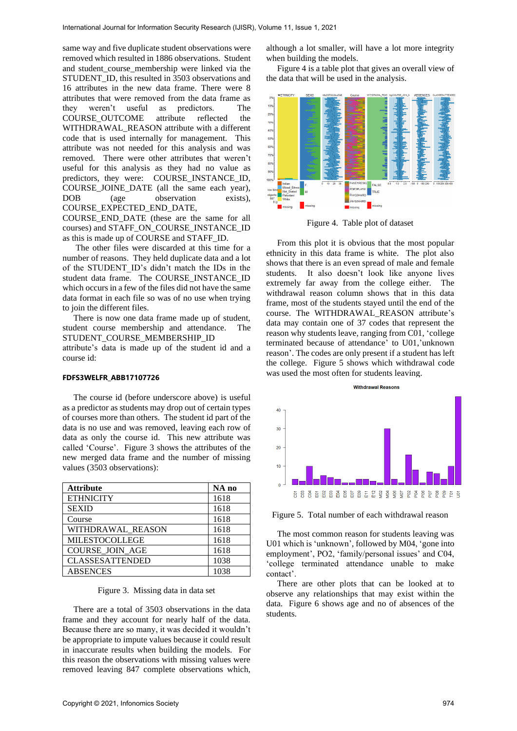same way and five duplicate student observations were removed which resulted in 1886 observations. Student and student_course_membership were linked via the STUDENT_ID, this resulted in 3503 observations and 16 attributes in the new data frame. There were 8 attributes that were removed from the data frame as they weren't useful as predictors. The COURSE_OUTCOME attribute reflected the WITHDRAWAL_REASON attribute with a different code that is used internally for management. This attribute was not needed for this analysis and was removed. There were other attributes that weren't useful for this analysis as they had no value as predictors, they were: COURSE_INSTANCE_ID, COURSE_JOINE_DATE (all the same each year), DOB (age observation exists), COURSE_EXPECTED_END_DATE, COURSE_END_DATE (these are the same for all courses) and STAFF_ON_COURSE_INSTANCE_ID as this is made up of COURSE and STAFF_ID.

The other files were discarded at this time for a number of reasons. They held duplicate data and a lot of the STUDENT_ID's didn't match the IDs in the student data frame. The COURSE_INSTANCE_ID which occurs in a few of the files did not have the same data format in each file so was of no use when trying to join the different files.

There is now one data frame made up of student, student course membership and attendance. The STUDENT_COURSE_MEMBERSHIP_ID attribute's data is made up of the student id and a course id:

**FDFS3WELFR_ABB17107726**

The course id (before underscore above) is useful as a predictor as students may drop out of certain types of courses more than others. The student id part of the data is no use and was removed, leaving each row of data as only the course id. This new attribute was called 'Course'. Figure 3 shows the attributes of the new merged data frame and the number of missing values (3503 observations):

| Attribute | NA no |
|---|---|
| ETHNICITY | 1618 |
| SEXID | 1618 |
| Course | 1618 |
| WITHDRAWAL_REASON | 1618 |
| MILESTOCOLLEGE | 1618 |
| COURSE_JOIN_AGE | 1618 |
| CLASSESATTENDED | 1038 |
| ABSENCES | 1038 |

Figure 3. Missing data in data set

There are a total of 3503 observations in the data frame and they account for nearly half of the data. Because there are so many, it was decided it wouldn't be appropriate to impute values because it could result in inaccurate results when building the models. For this reason the observations with missing values were removed leaving 847 complete observations which, although a lot smaller, will have a lot more integrity when building the models.

Figure 4 is a table plot that gives an overall view of the data that will be used in the analysis.

Figure 4. Table plot of dataset

From this plot it is obvious that the most popular ethnicity in this data frame is white. The plot also shows that there is an even spread of male and female students. It also doesn't look like anyone lives extremely far away from the college either. The withdrawal reason column shows that in this data frame, most of the students stayed until the end of the course. The WITHDRAWAL_REASON attribute's data may contain one of 37 codes that represent the reason why students leave, ranging from C01, 'college terminated because of attendance' to U01,'unknown reason'. The codes are only present if a student has left the college. Figure 5 shows which withdrawal code was used the most often for students leaving.

Figure 5. Total number of each withdrawal reason

The most common reason for students leaving was U01 which is 'unknown', followed by M04, 'gone into employment', PO2, 'family/personal issues' and C04, 'college terminated attendance unable to make contact'.

There are other plots that can be looked at to observe any relationships that may exist within the data. Figure 6 shows age and no of absences of the students.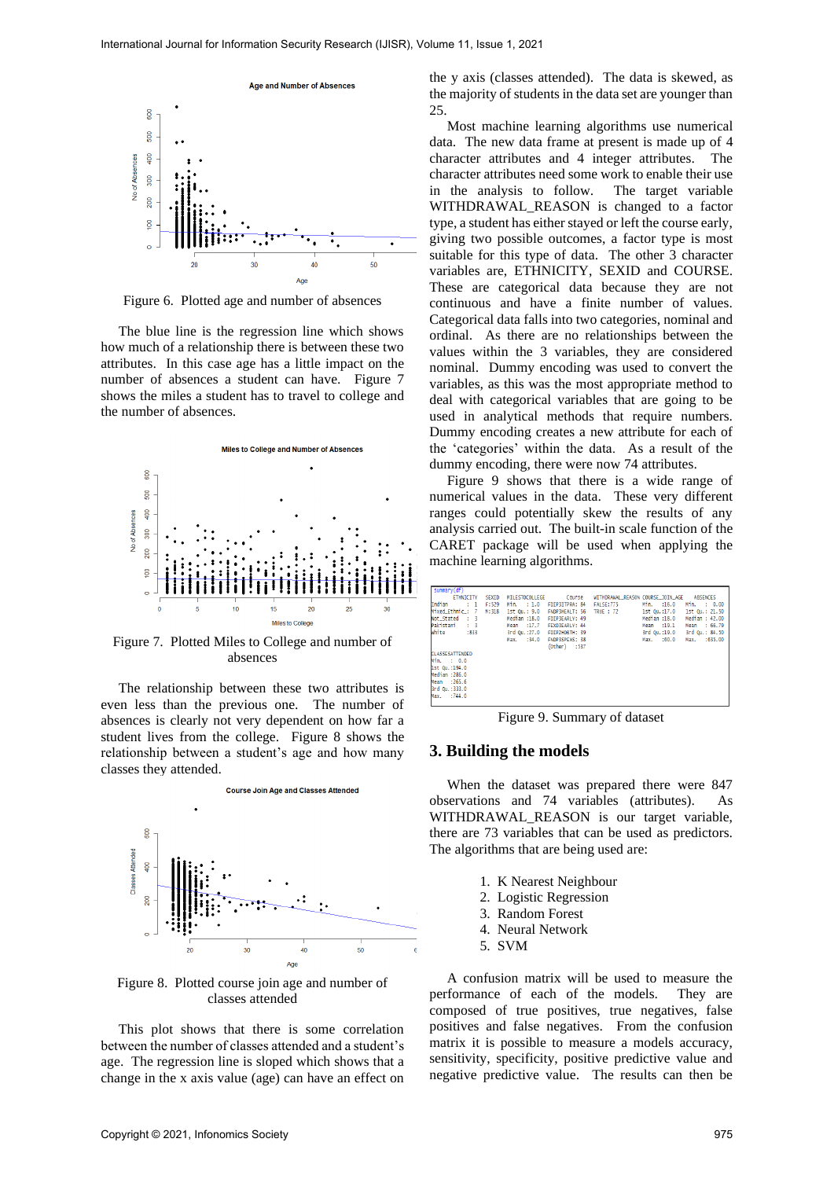Age and Number of Absences

No of Absences

0 100 200 300 400 500 600

20 30 40 50

Age

Figure 6. Plotted age and number of absences

The blue line is the regression line which shows how much of a relationship there is between these two attributes. In this case age has a little impact on the number of absences a student can have. Figure 7 shows the miles a student has to travel to college and the number of absences.

Miles to College and Number of Absences

No of Absences

0 100 200 300 400 500 600

0 5 10 15 20 25 30

Miles to College

Figure 7. Plotted Miles to College and number of absences

The relationship between these two attributes is even less than the previous one. The number of absences is clearly not very dependent on how far a student lives from the college. Figure 8 shows the relationship between a student's age and how many classes they attended.

Course Join Age and Classes Attended

Classes Attended

0 200 400 600

20 30 40 50 6

Age

Figure 8. Plotted course join age and number of classes attended

This plot shows that there is some correlation between the number of classes attended and a student's age. The regression line is sloped which shows that a change in the x axis value (age) can have an effect on the y axis (classes attended). The data is skewed, as the majority of students in the data set are younger than 25.

Most machine learning algorithms use numerical data. The new data frame at present is made up of 4 character attributes and 4 integer attributes. The character attributes need some work to enable their use in the analysis to follow. The target variable WITHDRAWAL_REASON is changed to a factor type, a student has either stayed or left the course early, giving two possible outcomes, a factor type is most suitable for this type of data. The other 3 character variables are, ETHNICITY, SEXID and COURSE. These are categorical data because they are not continuous and have a finite number of values. Categorical data falls into two categories, nominal and ordinal. As there are no relationships between the values within the 3 variables, they are considered nominal. Dummy encoding was used to convert the variables, as this was the most appropriate method to deal with categorical variables that are going to be used in analytical methods that require numbers. Dummy encoding creates a new attribute for each of the 'categories' within the data. As a result of the dummy encoding, there were now 74 attributes.

Figure 9 shows that there is a wide range of numerical values in the data. These very different ranges could potentially skew the results of any analysis carried out. The built-in scale function of the CARET package will be used when applying the machine learning algorithms.

```
summary(df)
    ETHNICITY    SEXID   MILESTOCOLLEGE       Course      WITHDRAWAL_REASON COURSE_JOIN_AGE    ABSENCES
Indian     :  1  F:529  Min.   : 1.0   FDIP3ITPRA: 84   FALSE:775         Min.   :16.0    Min.   :  0.00
Mixed_Ethnic_: 7 M:318  1st Qu.: 9.0   FNDP3HEALT: 56   TRUE : 72         1st Qu.:17.0    1st Qu.: 21.50
Not_Stated :  3         Median :18.0   FDIP3EARLY: 49                     Median :18.0    Median : 42.00
Pakistani  :  3         Mean   :17.7   FEXD3EARLY: 44                     Mean   :19.1    Mean   : 66.79
White      :833         3rd Qu.:27.0   FDIP2H06TH: 39                     3rd Qu.:19.0    3rd Qu.: 84.50
                        Max.   :34.0   FNDP3SPEXS: 38                     Max.   :60.0    Max.   :633.00
                                       (Other)   :537
CLASSESATTENDED
Min.   :  0.0
1st Qu.:194.0
Median :286.0
Mean   :265.6
3rd Qu.:333.0
Max.   :744.0
```

Figure 9. Summary of dataset

## 3. Building the models

When the dataset was prepared there were 847 observations and 74 variables (attributes). As WITHDRAWAL_REASON is our target variable, there are 73 variables that can be used as predictors. The algorithms that are being used are:

1. K Nearest Neighbour
2. Logistic Regression
3. Random Forest
4. Neural Network
5. SVM

A confusion matrix will be used to measure the performance of each of the models. They are composed of true positives, true negatives, false positives and false negatives. From the confusion matrix it is possible to measure a models accuracy, sensitivity, specificity, positive predictive value and negative predictive value. The results can then be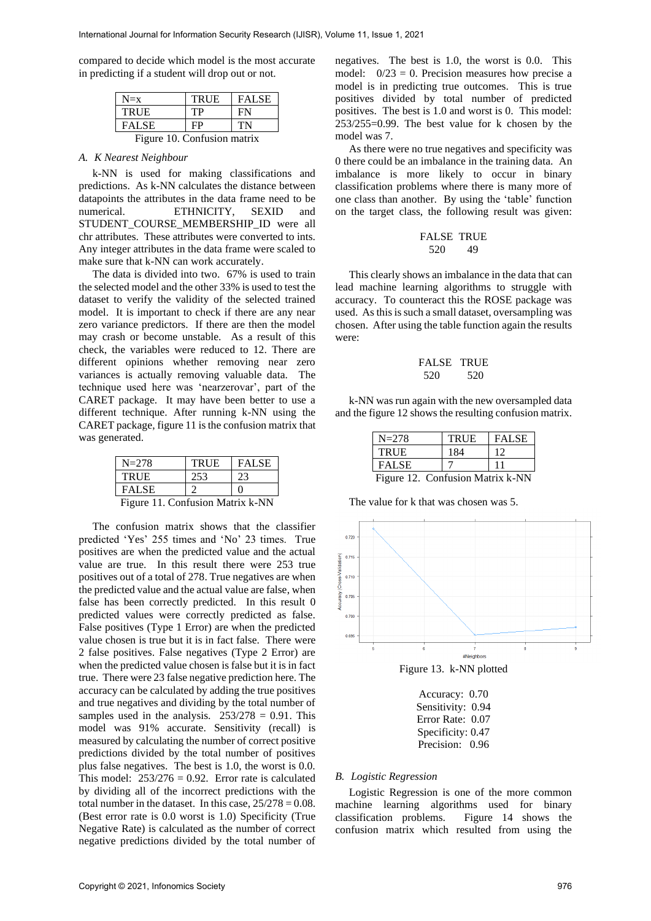compared to decide which model is the most accurate in predicting if a student will drop out or not.

| N=x | TRUE | FALSE |
|---|---|---|
| TRUE | TP | FN |
| FALSE | FP | TN |

Figure 10. Confusion matrix

### A. K Nearest Neighbour

k-NN is used for making classifications and predictions. As k-NN calculates the distance between datapoints the attributes in the data frame need to be numerical. ETHNICITY, SEXID and STUDENT_COURSE_MEMBERSHIP_ID were all chr attributes. These attributes were converted to ints. Any integer attributes in the data frame were scaled to make sure that k-NN can work accurately.

The data is divided into two. 67% is used to train the selected model and the other 33% is used to test the dataset to verify the validity of the selected trained model. It is important to check if there are any near zero variance predictors. If there are then the model may crash or become unstable. As a result of this check, the variables were reduced to 12. There are different opinions whether removing near zero variances is actually removing valuable data. The technique used here was 'nearzerovar', part of the CARET package. It may have been better to use a different technique. After running k-NN using the CARET package, figure 11 is the confusion matrix that was generated.

| N=278 | TRUE | FALSE |
|---|---|---|
| TRUE | 253 | 23 |
| FALSE | 2 | 0 |

Figure 11. Confusion Matrix k-NN

The confusion matrix shows that the classifier predicted 'Yes' 255 times and 'No' 23 times. True positives are when the predicted value and the actual value are true. In this result there were 253 true positives out of a total of 278. True negatives are when the predicted value and the actual value are false, when false has been correctly predicted. In this result 0 predicted values were correctly predicted as false. False positives (Type 1 Error) are when the predicted value chosen is true but it is in fact false. There were 2 false positives. False negatives (Type 2 Error) are when the predicted value chosen is false but it is in fact true. There were 23 false negative prediction here. The accuracy can be calculated by adding the true positives and true negatives and dividing by the total number of samples used in the analysis. $253/278 = 0.91$. This model was 91% accurate. Sensitivity (recall) is measured by calculating the number of correct positive predictions divided by the total number of positives plus false negatives. The best is 1.0, the worst is 0.0. This model: $253/276 = 0.92$. Error rate is calculated by dividing all of the incorrect predictions with the total number in the dataset. In this case, $25/278 = 0.08$. (Best error rate is 0.0 worst is 1.0) Specificity (True Negative Rate) is calculated as the number of correct negative predictions divided by the total number of negatives. The best is 1.0, the worst is 0.0. This model: $0/23 = 0$. Precision measures how precise a model is in predicting true outcomes. This is true positives divided by total number of predicted positives. The best is 1.0 and worst is 0. This model: $253/255=0.99$. The best value for k chosen by the model was 7.

As there were no true negatives and specificity was 0 there could be an imbalance in the training data. An imbalance is more likely to occur in binary classification problems where there is many more of one class than another. By using the 'table' function on the target class, the following result was given:

```
FALSE  TRUE
  520    49
```

This clearly shows an imbalance in the data that can lead machine learning algorithms to struggle with accuracy. To counteract this the ROSE package was used. As this is such a small dataset, oversampling was chosen. After using the table function again the results were:

```
FALSE  TRUE
  520   520
```

k-NN was run again with the new oversampled data and the figure 12 shows the resulting confusion matrix.

| N=278 | TRUE | FALSE |
|---|---|---|
| TRUE | 184 | 12 |
| FALSE | 7 | 11 |

Figure 12. Confusion Matrix k-NN

The value for k that was chosen was 5.

Accuracy (Cross-Validation)
0.720
0.715
0.710
0.705
0.700
0.695
5
6
7
8
9
#Neighbors

Figure 13. k-NN plotted

Accuracy: 0.70
Sensitivity: 0.94
Error Rate: 0.07
Specificity: 0.47
Precision: 0.96

### B. Logistic Regression

Logistic Regression is one of the more common machine learning algorithms used for binary classification problems. Figure 14 shows the confusion matrix which resulted from using the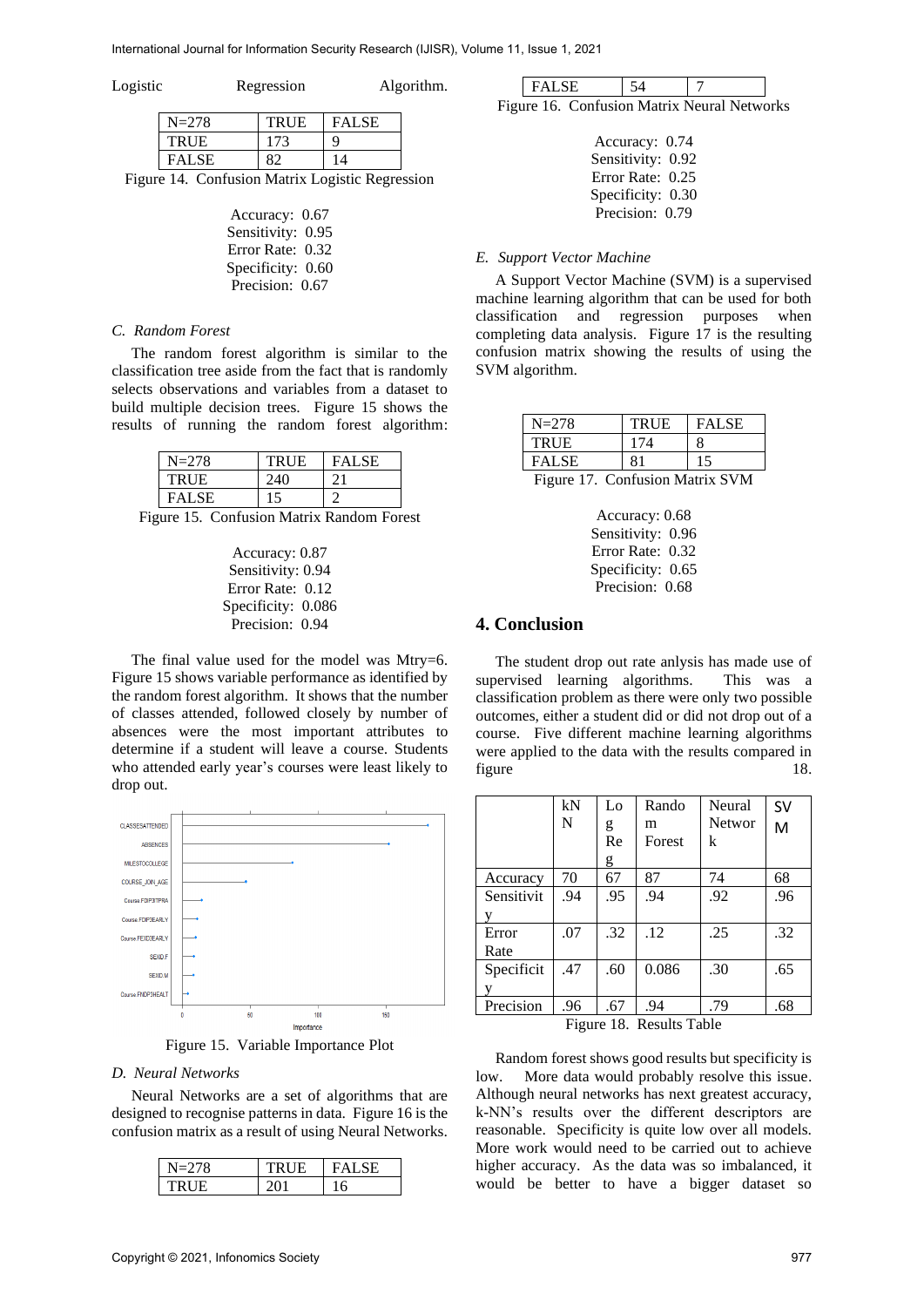Logistic Regression Algorithm.

| N=278 | TRUE | FALSE |
|---|---|---|
| TRUE | 173 | 9 |
| FALSE | 82 | 14 |

Figure 14. Confusion Matrix Logistic Regression

Accuracy: 0.67
Sensitivity: 0.95
Error Rate: 0.32
Specificity: 0.60
Precision: 0.67

### *C. Random Forest*

The random forest algorithm is similar to the classification tree aside from the fact that is randomly selects observations and variables from a dataset to build multiple decision trees. Figure 15 shows the results of running the random forest algorithm:

| N=278 | TRUE | FALSE |
|---|---|---|
| TRUE | 240 | 21 |
| FALSE | 15 | 2 |

Figure 15. Confusion Matrix Random Forest

Accuracy: 0.87
Sensitivity: 0.94
Error Rate: 0.12
Specificity: 0.086
Precision: 0.94

The final value used for the model was Mtry=6. Figure 15 shows variable performance as identified by the random forest algorithm. It shows that the number of classes attended, followed closely by number of absences were the most important attributes to determine if a student will leave a course. Students who attended early year's courses were least likely to drop out.

CLASSESATTENDED
ABSENCES
MILESTOCOLLEGE
COURSE_JOIN_AGE
Course FDIP3TPRA
Course FDIP3EARLY
Course FEXD3EARLY
SEXD.F
SEXD.M
Course FNDP3HEALT
0
50
100
150
Importance

Figure 15. Variable Importance Plot

### *D. Neural Networks*

Neural Networks are a set of algorithms that are designed to recognise patterns in data. Figure 16 is the confusion matrix as a result of using Neural Networks.

| N=278 | TRUE | FALSE |
|---|---|---|
| TRUE | 201 | 16 |
| FALSE | 54 | 7 |

Figure 16. Confusion Matrix Neural Networks

Accuracy: 0.74
Sensitivity: 0.92
Error Rate: 0.25
Specificity: 0.30
Precision: 0.79

### *E. Support Vector Machine*

A Support Vector Machine (SVM) is a supervised machine learning algorithm that can be used for both classification and regression purposes when completing data analysis. Figure 17 is the resulting confusion matrix showing the results of using the SVM algorithm.

| N=278 | TRUE | FALSE |
|---|---|---|
| TRUE | 174 | 8 |
| FALSE | 81 | 15 |

Figure 17. Confusion Matrix SVM

Accuracy: 0.68
Sensitivity: 0.96
Error Rate: 0.32
Specificity: 0.65
Precision: 0.68

## 4. Conclusion

The student drop out rate anlysis has made use of supervised learning algorithms. This was a classification problem as there were only two possible outcomes, either a student did or did not drop out of a course. Five different machine learning algorithms were applied to the data with the results compared in figure 18.

| | kNN | Log Reg | Random Forest | Neural Network | SVM |
|---|---|---|---|---|---|
| Accuracy | 70 | 67 | 87 | 74 | 68 |
| Sensitivity | .94 | .95 | .94 | .92 | .96 |
| Error Rate | .07 | .32 | .12 | .25 | .32 |
| Specificity | .47 | .60 | 0.086 | .30 | .65 |
| Precision | .96 | .67 | .94 | .79 | .68 |

Figure 18. Results Table

Random forest shows good results but specificity is low. More data would probably resolve this issue. Although neural networks has next greatest accuracy, k-NN's results over the different descriptors are reasonable. Specificity is quite low over all models. More work would need to be carried out to achieve higher accuracy. As the data was so imbalanced, it would be better to have a bigger dataset so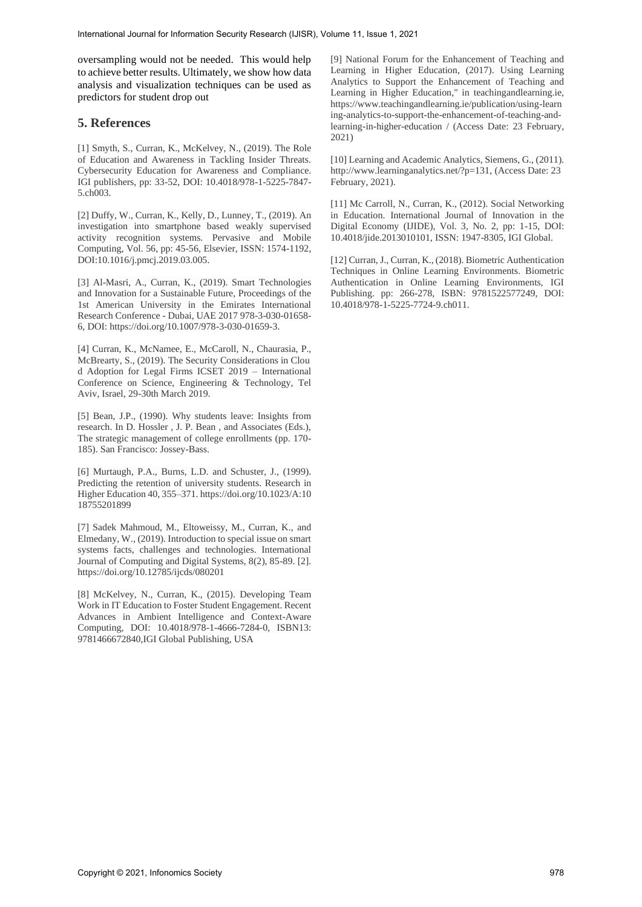oversampling would not be needed. This would help to achieve better results. Ultimately, we show how data analysis and visualization techniques can be used as predictors for student drop out

## 5. References

[1] Smyth, S., Curran, K., McKelvey, N., (2019). The Role of Education and Awareness in Tackling Insider Threats. Cybersecurity Education for Awareness and Compliance. IGI publishers, pp: 33-52, DOI: 10.4018/978-1-5225-7847-5.ch003.

[2] Duffy, W., Curran, K., Kelly, D., Lunney, T., (2019). An investigation into smartphone based weakly supervised activity recognition systems. Pervasive and Mobile Computing, Vol. 56, pp: 45-56, Elsevier, ISSN: 1574-1192, DOI:10.1016/j.pmcj.2019.03.005.

[3] Al-Masri, A., Curran, K., (2019). Smart Technologies and Innovation for a Sustainable Future, Proceedings of the 1st American University in the Emirates International Research Conference - Dubai, UAE 2017 978-3-030-01658-6, DOI: https://doi.org/10.1007/978-3-030-01659-3.

[4] Curran, K., McNamee, E., McCaroll, N., Chaurasia, P., McBrearty, S., (2019). The Security Considerations in Clou d Adoption for Legal Firms ICSET 2019 – International Conference on Science, Engineering & Technology, Tel Aviv, Israel, 29-30th March 2019.

[5] Bean, J.P., (1990). Why students leave: Insights from research. In D. Hossler , J. P. Bean , and Associates (Eds.), The strategic management of college enrollments (pp. 170-185). San Francisco: Jossey-Bass.

[6] Murtaugh, P.A., Burns, L.D. and Schuster, J., (1999). Predicting the retention of university students. Research in Higher Education 40, 355–371. https://doi.org/10.1023/A:1018755201899

[7] Sadek Mahmoud, M., Eltoweissy, M., Curran, K., and Elmedany, W., (2019). Introduction to special issue on smart systems facts, challenges and technologies. International Journal of Computing and Digital Systems, 8(2), 85-89. [2]. https://doi.org/10.12785/ijcds/080201

[8] McKelvey, N., Curran, K., (2015). Developing Team Work in IT Education to Foster Student Engagement. Recent Advances in Ambient Intelligence and Context-Aware Computing, DOI: 10.4018/978-1-4666-7284-0, ISBN13: 9781466672840,IGI Global Publishing, USA

[9] National Forum for the Enhancement of Teaching and Learning in Higher Education, (2017). Using Learning Analytics to Support the Enhancement of Teaching and Learning in Higher Education," in teachingandlearning.ie, https://www.teachingandlearning.ie/publication/using-learning-analytics-to-support-the-enhancement-of-teaching-and-learning-in-higher-education / (Access Date: 23 February, 2021)

[10] Learning and Academic Analytics, Siemens, G., (2011). http://www.learninganalytics.net/?p=131, (Access Date: 23 February, 2021).

[11] Mc Carroll, N., Curran, K., (2012). Social Networking in Education. International Journal of Innovation in the Digital Economy (IJIDE), Vol. 3, No. 2, pp: 1-15, DOI: 10.4018/jide.2013010101, ISSN: 1947-8305, IGI Global.

[12] Curran, J., Curran, K., (2018). Biometric Authentication Techniques in Online Learning Environments. Biometric Authentication in Online Learning Environments, IGI Publishing. pp: 266-278, ISBN: 9781522577249, DOI: 10.4018/978-1-5225-7724-9.ch011.